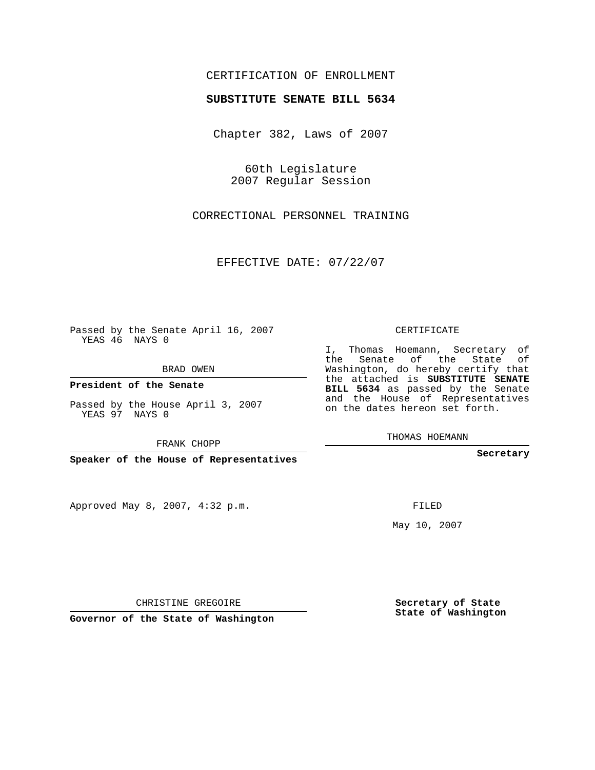CERTIFICATION OF ENROLLMENT

**SUBSTITUTE SENATE BILL 5634**

Chapter 382, Laws of 2007

60th Legislature
2007 Regular Session

CORRECTIONAL PERSONNEL TRAINING

EFFECTIVE DATE: 07/22/07

Passed by the Senate April 16, 2007
YEAS 46 NAYS 0

BRAD OWEN

**President of the Senate**

Passed by the House April 3, 2007
YEAS 97 NAYS 0

FRANK CHOPP

**Speaker of the House of Representatives**

Approved May 8, 2007, 4:32 p.m.

CHRISTINE GREGOIRE

**Governor of the State of Washington**

CERTIFICATE

I, Thomas Hoemann, Secretary of the Senate of the State of Washington, do hereby certify that the attached is **SUBSTITUTE SENATE BILL 5634** as passed by the Senate and the House of Representatives on the dates hereon set forth.

THOMAS HOEMANN

**Secretary**

FILED

May 10, 2007

**Secretary of State**
**State of Washington**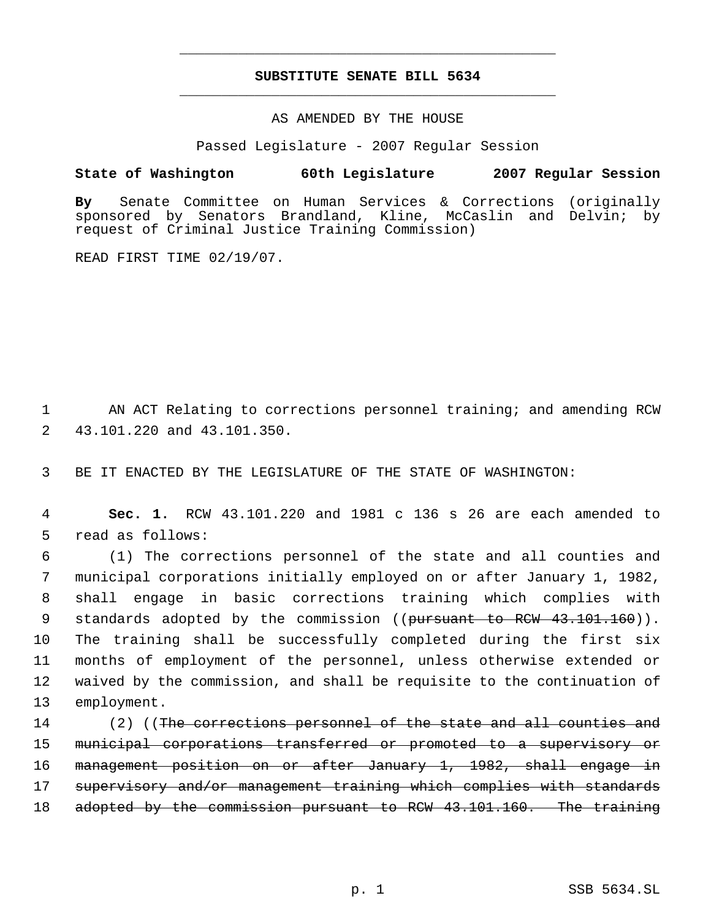# SUBSTITUTE SENATE BILL 5634

AS AMENDED BY THE HOUSE

Passed Legislature - 2007 Regular Session

**State of Washington 60th Legislature 2007 Regular Session**

**By** Senate Committee on Human Services & Corrections (originally sponsored by Senators Brandland, Kline, McCaslin and Delvin; by request of Criminal Justice Training Commission)

READ FIRST TIME 02/19/07.

1 AN ACT Relating to corrections personnel training; and amending RCW
2 43.101.220 and 43.101.350.

3 BE IT ENACTED BY THE LEGISLATURE OF THE STATE OF WASHINGTON:

4 **Sec. 1.** RCW 43.101.220 and 1981 c 136 s 26 are each amended to
5 read as follows:

6 (1) The corrections personnel of the state and all counties and
7 municipal corporations initially employed on or after January 1, 1982,
8 shall engage in basic corrections training which complies with
9 standards adopted by the commission ((~~pursuant to RCW 43.101.160~~)).
10 The training shall be successfully completed during the first six
11 months of employment of the personnel, unless otherwise extended or
12 waived by the commission, and shall be requisite to the continuation of
13 employment.

14 (2) ((~~The corrections personnel of the state and all counties and~~
15 ~~municipal corporations transferred or promoted to a supervisory or~~
16 ~~management position on or after January 1, 1982, shall engage in~~
17 ~~supervisory and/or management training which complies with standards~~
18 ~~adopted by the commission pursuant to RCW 43.101.160. The training~~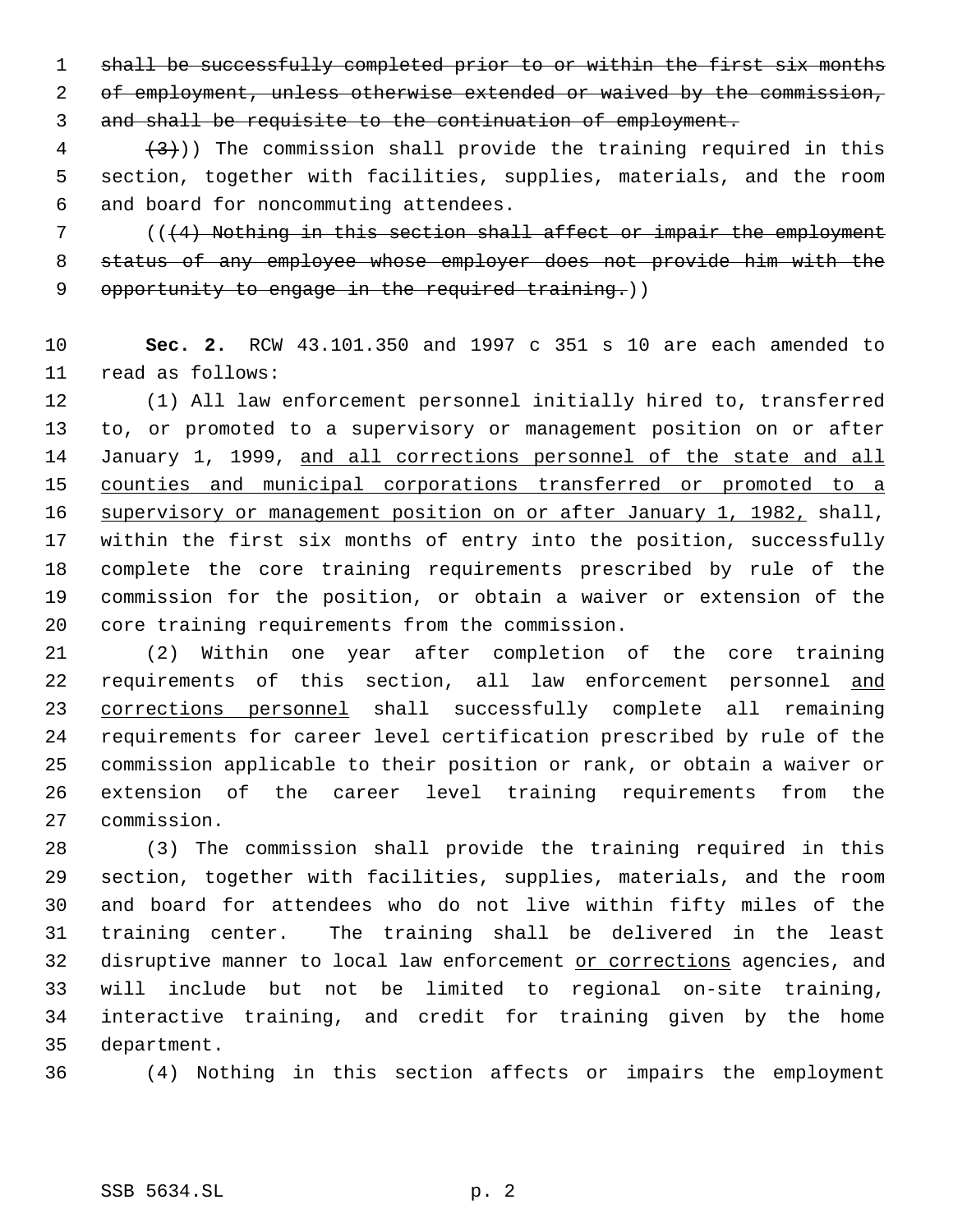~~shall be successfully completed prior to or within the first six months of employment, unless otherwise extended or waived by the commission, and shall be requisite to the continuation of employment.~~

~~(3)~~)) The commission shall provide the training required in this section, together with facilities, supplies, materials, and the room and board for noncommuting attendees.

((~~(4) Nothing in this section shall affect or impair the employment status of any employee whose employer does not provide him with the opportunity to engage in the required training.~~))

**Sec. 2.** RCW 43.101.350 and 1997 c 351 s 10 are each amended to read as follows:

(1) All law enforcement personnel initially hired to, transferred to, or promoted to a supervisory or management position on or after January 1, 1999, <u>and all corrections personnel of the state and all counties and municipal corporations transferred or promoted to a supervisory or management position on or after January 1, 1982,</u> shall, within the first six months of entry into the position, successfully complete the core training requirements prescribed by rule of the commission for the position, or obtain a waiver or extension of the core training requirements from the commission.

(2) Within one year after completion of the core training requirements of this section, all law enforcement personnel <u>and corrections personnel</u> shall successfully complete all remaining requirements for career level certification prescribed by rule of the commission applicable to their position or rank, or obtain a waiver or extension of the career level training requirements from the commission.

(3) The commission shall provide the training required in this section, together with facilities, supplies, materials, and the room and board for attendees who do not live within fifty miles of the training center. The training shall be delivered in the least disruptive manner to local law enforcement <u>or corrections</u> agencies, and will include but not be limited to regional on-site training, interactive training, and credit for training given by the home department.

(4) Nothing in this section affects or impairs the employment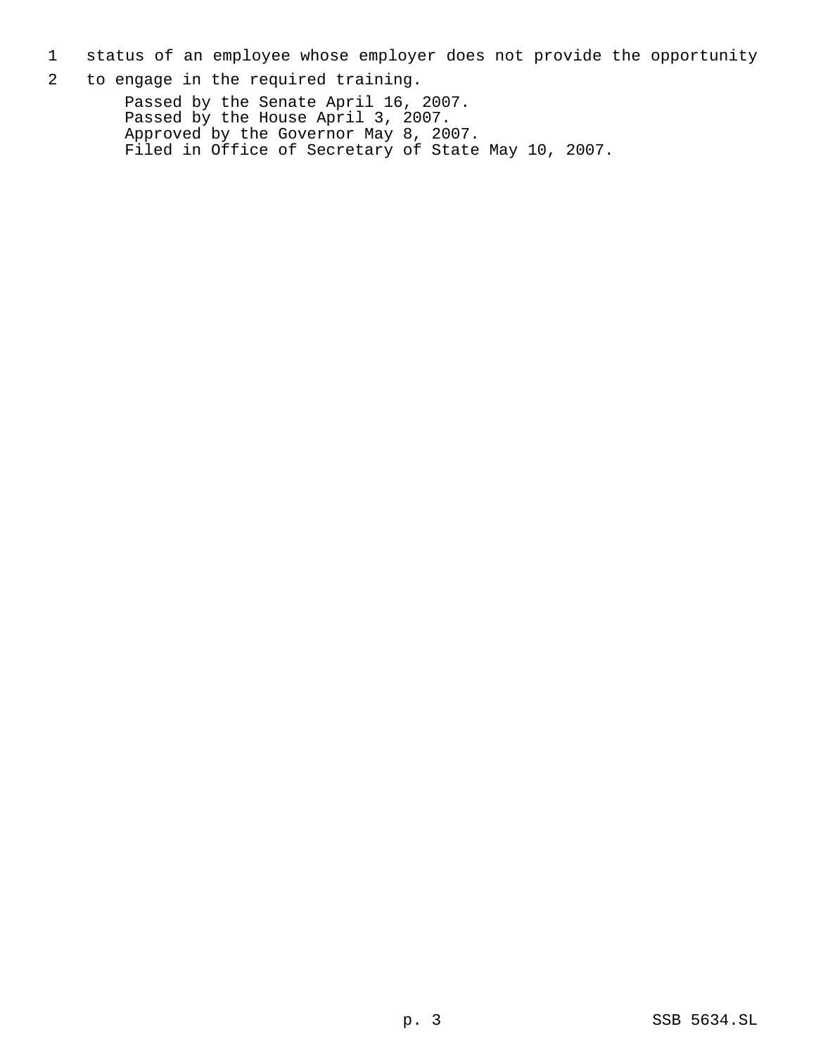status of an employee whose employer does not provide the opportunity to engage in the required training.

Passed by the Senate April 16, 2007.
Passed by the House April 3, 2007.
Approved by the Governor May 8, 2007.
Filed in Office of Secretary of State May 10, 2007.